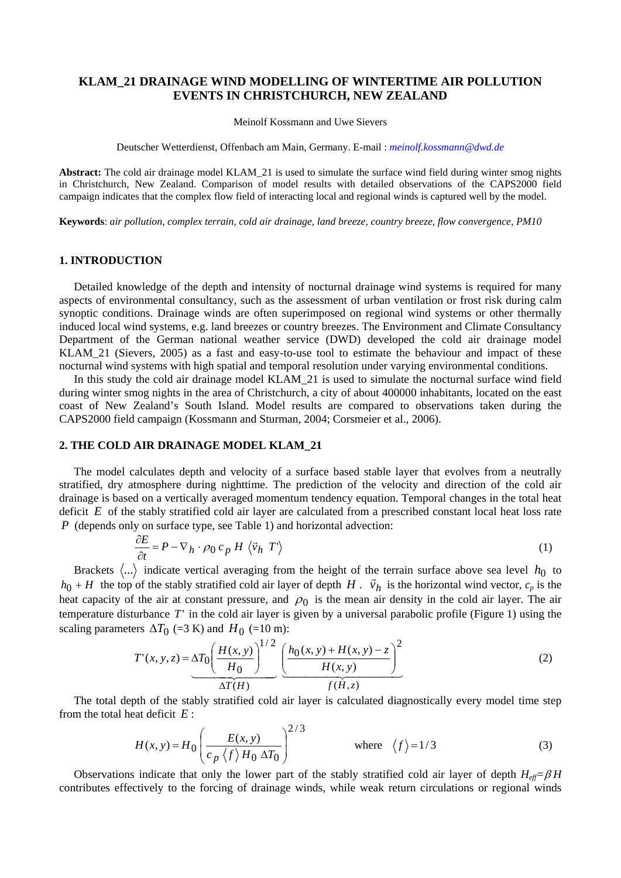# KLAM_21 DRAINAGE WIND MODELLING OF WINTERTIME AIR POLLUTION EVENTS IN CHRISTCHURCH, NEW ZEALAND

Meinolf Kossmann and Uwe Sievers

Deutscher Wetterdienst, Offenbach am Main, Germany. E-mail : *meinolf.kossmann@dwd.de*

**Abstract:** The cold air drainage model KLAM_21 is used to simulate the surface wind field during winter smog nights in Christchurch, New Zealand. Comparison of model results with detailed observations of the CAPS2000 field campaign indicates that the complex flow field of interacting local and regional winds is captured well by the model.

**Keywords**: *air pollution, complex terrain, cold air drainage, land breeze, country breeze, flow convergence, PM10*

## 1. INTRODUCTION

Detailed knowledge of the depth and intensity of nocturnal drainage wind systems is required for many aspects of environmental consultancy, such as the assessment of urban ventilation or frost risk during calm synoptic conditions. Drainage winds are often superimposed on regional wind systems or other thermally induced local wind systems, e.g. land breezes or country breezes. The Environment and Climate Consultancy Department of the German national weather service (DWD) developed the cold air drainage model KLAM_21 (Sievers, 2005) as a fast and easy-to-use tool to estimate the behaviour and impact of these nocturnal wind systems with high spatial and temporal resolution under varying environmental conditions.

In this study the cold air drainage model KLAM_21 is used to simulate the nocturnal surface wind field during winter smog nights in the area of Christchurch, a city of about 400000 inhabitants, located on the east coast of New Zealand's South Island. Model results are compared to observations taken during the CAPS2000 field campaign (Kossmann and Sturman, 2004; Corsmeier et al., 2006).

## 2. THE COLD AIR DRAINAGE MODEL KLAM_21

The model calculates depth and velocity of a surface based stable layer that evolves from a neutrally stratified, dry atmosphere during nighttime. The prediction of the velocity and direction of the cold air drainage is based on a vertically averaged momentum tendency equation. Temporal changes in the total heat deficit $E$ of the stably stratified cold air layer are calculated from a prescribed constant local heat loss rate $P$ (depends only on surface type, see Table 1) and horizontal advection:

$$\frac{\partial E}{\partial t} = P - \nabla_h \cdot \rho_0 \, c_p \, H \, \langle \vec{v}_h \; T' \rangle \tag{1}$$

Brackets $\langle ... \rangle$ indicate vertical averaging from the height of the terrain surface above sea level $h_0$ to $h_0 + H$ the top of the stably stratified cold air layer of depth $H$. $\vec{v}_h$ is the horizontal wind vector, $c_p$ is the heat capacity of the air at constant pressure, and $\rho_0$ is the mean air density in the cold air layer. The air temperature disturbance $T'$ in the cold air layer is given by a universal parabolic profile (Figure 1) using the scaling parameters $\Delta T_0$ (=3 K) and $H_0$ (=10 m):

$$T'(x,y,z) = \underbrace{\Delta T_0 \left( \frac{H(x,y)}{H_0} \right)^{1/2}}_{\Delta T(H)} \underbrace{\left( \frac{h_0(x,y) + H(x,y) - z}{H(x,y)} \right)^2}_{f(H,z)} \tag{2}$$

The total depth of the stably stratified cold air layer is calculated diagnostically every model time step from the total heat deficit $E$:

$$H(x,y) = H_0 \left( \frac{E(x,y)}{c_p \, \langle f \rangle \, H_0 \, \Delta T_0} \right)^{2/3} \qquad \text{where} \quad \langle f \rangle = 1/3 \tag{3}$$

Observations indicate that only the lower part of the stably stratified cold air layer of depth $H_{eff}=\beta H$ contributes effectively to the forcing of drainage winds, while weak return circulations or regional winds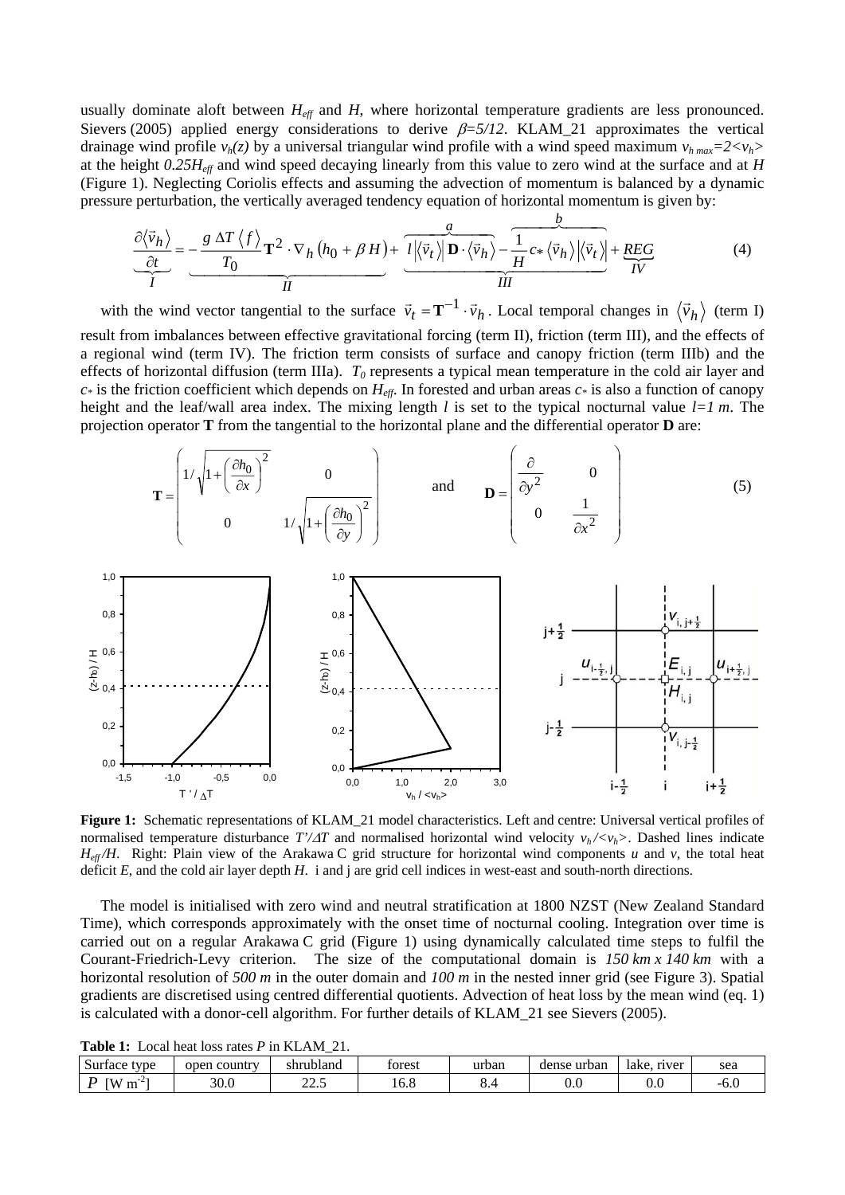usually dominate aloft between $H_{eff}$ and $H$, where horizontal temperature gradients are less pronounced. Sievers (2005) applied energy considerations to derive $\beta=5/12$. KLAM_21 approximates the vertical drainage wind profile $v_h(z)$ by a universal triangular wind profile with a wind speed maximum $v_{h\,max}=2\langle v_h \rangle$ at the height $0.25H_{eff}$ and wind speed decaying linearly from this value to zero wind at the surface and at $H$ (Figure 1). Neglecting Coriolis effects and assuming the advection of momentum is balanced by a dynamic pressure perturbation, the vertically averaged tendency equation of horizontal momentum is given by:

$$\underbrace{\frac{\partial \langle \vec{v}_h \rangle}{\partial t}}_{I} = \underbrace{-\frac{g\,\Delta T\,\langle f \rangle}{T_0}\mathbf{T}^2 \cdot \nabla_h \left(h_0 + \beta H\right)}_{II} + \underbrace{\overbrace{l \left|\langle \vec{v}_t \rangle\right| \mathbf{D} \cdot \langle \vec{v}_h \rangle}^{a} - \overbrace{\frac{1}{H} c_* \langle \vec{v}_h \rangle \left|\langle \vec{v}_t \rangle\right|}^{b}}_{III} + \underbrace{REG}_{IV} \tag{4}$$

with the wind vector tangential to the surface $\vec{v}_t = \mathbf{T}^{-1} \cdot \vec{v}_h$. Local temporal changes in $\langle \vec{v}_h \rangle$ (term I) result from imbalances between effective gravitational forcing (term II), friction (term III), and the effects of a regional wind (term IV). The friction term consists of surface and canopy friction (term IIIb) and the effects of horizontal diffusion (term IIIa). $T_0$ represents a typical mean temperature in the cold air layer and $c_*$ is the friction coefficient which depends on $H_{eff}$. In forested and urban areas $c_*$ is also a function of canopy height and the leaf/wall area index. The mixing length $l$ is set to the typical nocturnal value $l=1\ m$. The projection operator **T** from the tangential to the horizontal plane and the differential operator **D** are:

$$\mathbf{T} = \begin{pmatrix} 1/\sqrt{1+\left(\frac{\partial h_0}{\partial x}\right)^2} & 0 \\ 0 & 1/\sqrt{1+\left(\frac{\partial h_0}{\partial y}\right)^2} \end{pmatrix} \quad \text{and} \quad \mathbf{D} = \begin{pmatrix} \frac{\partial}{\partial y^2} & 0 \\ 0 & \frac{1}{\partial x^2} \end{pmatrix} \tag{5}$$

**Figure 1:** Schematic representations of KLAM_21 model characteristics. Left and centre: Universal vertical profiles of normalised temperature disturbance $T'/\Delta T$ and normalised horizontal wind velocity $v_h/\langle v_h \rangle$. Dashed lines indicate $H_{eff}/H$. Right: Plain view of the Arakawa C grid structure for horizontal wind components $u$ and $v$, the total heat deficit $E$, and the cold air layer depth $H$. i and j are grid cell indices in west-east and south-north directions.

The model is initialised with zero wind and neutral stratification at 1800 NZST (New Zealand Standard Time), which corresponds approximately with the onset time of nocturnal cooling. Integration over time is carried out on a regular Arakawa C grid (Figure 1) using dynamically calculated time steps to fulfil the Courant-Friedrich-Levy criterion. The size of the computational domain is $150\ km \times 140\ km$ with a horizontal resolution of $500\ m$ in the outer domain and $100\ m$ in the nested inner grid (see Figure 3). Spatial gradients are discretised using centred differential quotients. Advection of heat loss by the mean wind (eq. 1) is calculated with a donor-cell algorithm. For further details of KLAM_21 see Sievers (2005).

**Table 1:** Local heat loss rates $P$ in KLAM_21.

| Surface type | open country | shrubland | forest | urban | dense urban | lake, river | sea |
|---|---|---|---|---|---|---|---|
| $P$ [W m$^{-2}$] | 30.0 | 22.5 | 16.8 | 8.4 | 0.0 | 0.0 | -6.0 |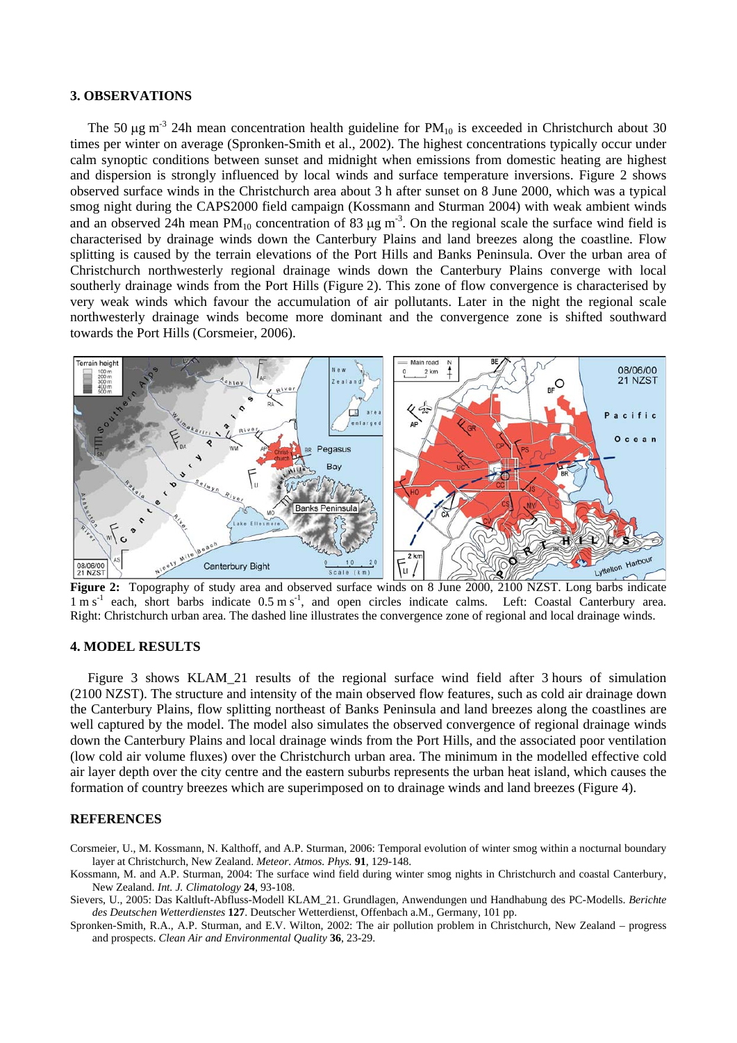## 3. OBSERVATIONS

The 50 μg m$^{-3}$ 24h mean concentration health guideline for $PM_{10}$ is exceeded in Christchurch about 30 times per winter on average (Spronken-Smith et al., 2002). The highest concentrations typically occur under calm synoptic conditions between sunset and midnight when emissions from domestic heating are highest and dispersion is strongly influenced by local winds and surface temperature inversions. Figure 2 shows observed surface winds in the Christchurch area about 3 h after sunset on 8 June 2000, which was a typical smog night during the CAPS2000 field campaign (Kossmann and Sturman 2004) with weak ambient winds and an observed 24h mean $PM_{10}$ concentration of 83 μg m$^{-3}$. On the regional scale the surface wind field is characterised by drainage winds down the Canterbury Plains and land breezes along the coastline. Flow splitting is caused by the terrain elevations of the Port Hills and Banks Peninsula. Over the urban area of Christchurch northwesterly regional drainage winds down the Canterbury Plains converge with local southerly drainage winds from the Port Hills (Figure 2). This zone of flow convergence is characterised by very weak winds which favour the accumulation of air pollutants. Later in the night the regional scale northwesterly drainage winds become more dominant and the convergence zone is shifted southward towards the Port Hills (Corsmeier, 2006).

**Figure 2:** Topography of study area and observed surface winds on 8 June 2000, 2100 NZST. Long barbs indicate 1 m s$^{-1}$ each, short barbs indicate 0.5 m s$^{-1}$, and open circles indicate calms. Left: Coastal Canterbury area. Right: Christchurch urban area. The dashed line illustrates the convergence zone of regional and local drainage winds.

## 4. MODEL RESULTS

Figure 3 shows KLAM_21 results of the regional surface wind field after 3 hours of simulation (2100 NZST). The structure and intensity of the main observed flow features, such as cold air drainage down the Canterbury Plains, flow splitting northeast of Banks Peninsula and land breezes along the coastlines are well captured by the model. The model also simulates the observed convergence of regional drainage winds down the Canterbury Plains and local drainage winds from the Port Hills, and the associated poor ventilation (low cold air volume fluxes) over the Christchurch urban area. The minimum in the modelled effective cold air layer depth over the city centre and the eastern suburbs represents the urban heat island, which causes the formation of country breezes which are superimposed on to drainage winds and land breezes (Figure 4).

## REFERENCES

Corsmeier, U., M. Kossmann, N. Kalthoff, and A.P. Sturman, 2006: Temporal evolution of winter smog within a nocturnal boundary layer at Christchurch, New Zealand. *Meteor. Atmos. Phys.* **91**, 129-148.

Kossmann, M. and A.P. Sturman, 2004: The surface wind field during winter smog nights in Christchurch and coastal Canterbury, New Zealand. *Int. J. Climatology* **24**, 93-108.

Sievers, U., 2005: Das Kaltluft-Abfluss-Modell KLAM_21. Grundlagen, Anwendungen und Handhabung des PC-Modells. *Berichte des Deutschen Wetterdienstes* **127**. Deutscher Wetterdienst, Offenbach a.M., Germany, 101 pp.

Spronken-Smith, R.A., A.P. Sturman, and E.V. Wilton, 2002: The air pollution problem in Christchurch, New Zealand – progress and prospects. *Clean Air and Environmental Quality* **36**, 23-29.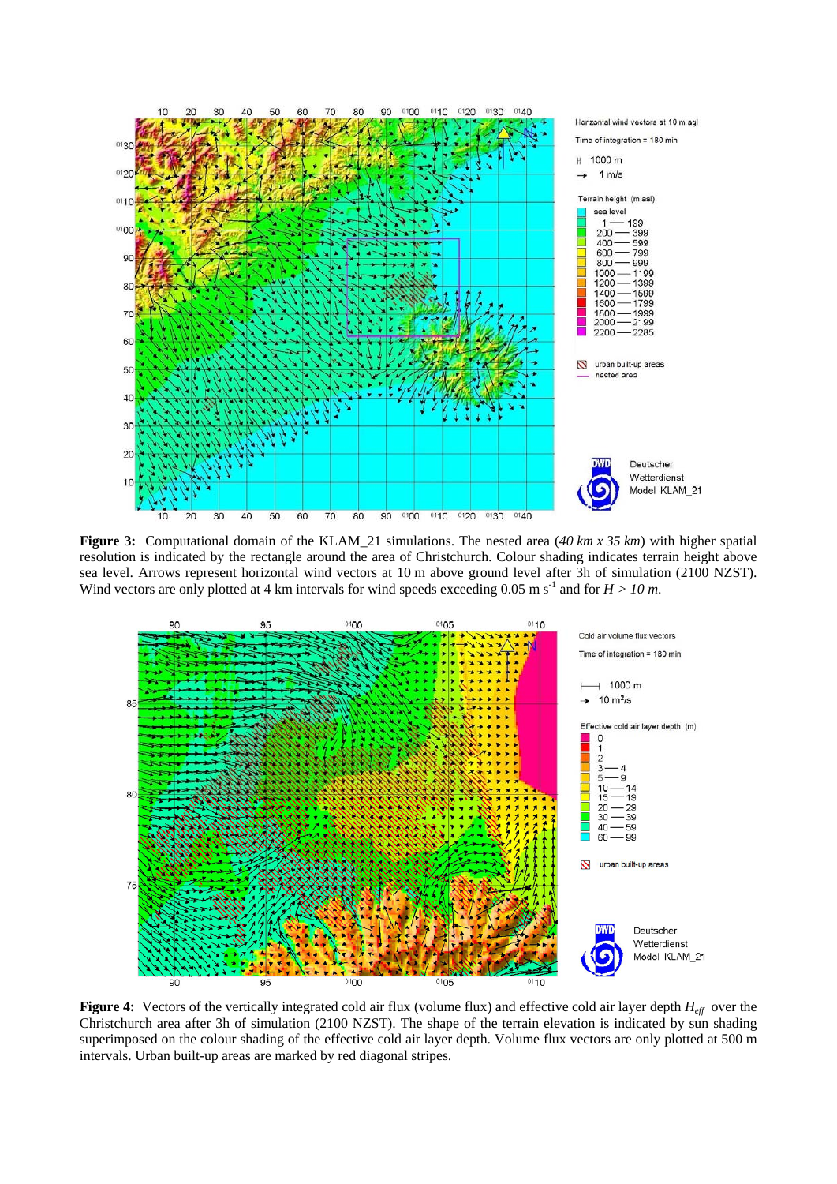Horizontal wind vectors at 10 m agl

Time of integration = 180 min

1000 m

1 m/s

Terrain height (m asl)

sea level
1 — 199
200 — 399
400 — 599
600 — 799
800 — 999
1000 — 1199
1200 — 1399
1400 — 1599
1600 — 1799
1800 — 1999
2000 — 2199
2200 — 2285

urban built-up areas

nested area

Deutscher Wetterdienst Model KLAM_21

**Figure 3:** Computational domain of the KLAM_21 simulations. The nested area (*40 km x 35 km*) with higher spatial resolution is indicated by the rectangle around the area of Christchurch. Colour shading indicates terrain height above sea level. Arrows represent horizontal wind vectors at 10 m above ground level after 3h of simulation (2100 NZST). Wind vectors are only plotted at 4 km intervals for wind speeds exceeding 0.05 m s$^{-1}$ and for $H > 10$ *m*.

Cold air volume flux vectors

Time of integration = 180 min

1000 m

10 m²/s

Effective cold air layer depth (m)

0
1
2
3 — 4
5 — 9
10 — 14
15 — 19
20 — 29
30 — 39
40 — 59
60 — 99

urban built-up areas

Deutscher Wetterdienst Model KLAM_21

**Figure 4:** Vectors of the vertically integrated cold air flux (volume flux) and effective cold air layer depth $H_{eff}$ over the Christchurch area after 3h of simulation (2100 NZST). The shape of the terrain elevation is indicated by sun shading superimposed on the colour shading of the effective cold air layer depth. Volume flux vectors are only plotted at 500 m intervals. Urban built-up areas are marked by red diagonal stripes.